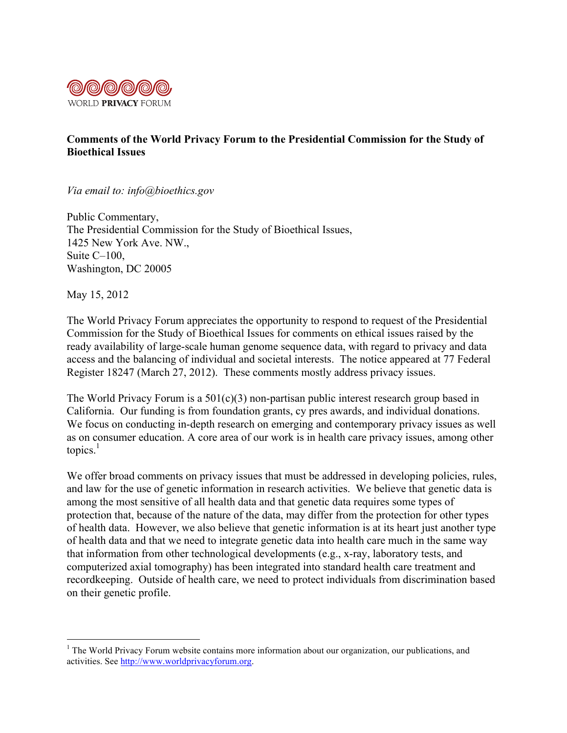WORLD **PRIVACY** FORUM

**Comments of the World Privacy Forum to the Presidential Commission for the Study of Bioethical Issues**

*Via email to: info@bioethics.gov*

Public Commentary,
The Presidential Commission for the Study of Bioethical Issues,
1425 New York Ave. NW.,
Suite C–100,
Washington, DC 20005

May 15, 2012

The World Privacy Forum appreciates the opportunity to respond to request of the Presidential Commission for the Study of Bioethical Issues for comments on ethical issues raised by the ready availability of large-scale human genome sequence data, with regard to privacy and data access and the balancing of individual and societal interests. The notice appeared at 77 Federal Register 18247 (March 27, 2012). These comments mostly address privacy issues.

The World Privacy Forum is a 501(c)(3) non-partisan public interest research group based in California. Our funding is from foundation grants, cy pres awards, and individual donations. We focus on conducting in-depth research on emerging and contemporary privacy issues as well as on consumer education. A core area of our work is in health care privacy issues, among other topics.[1]

We offer broad comments on privacy issues that must be addressed in developing policies, rules, and law for the use of genetic information in research activities. We believe that genetic data is among the most sensitive of all health data and that genetic data requires some types of protection that, because of the nature of the data, may differ from the protection for other types of health data. However, we also believe that genetic information is at its heart just another type of health data and that we need to integrate genetic data into health care much in the same way that information from other technological developments (e.g., x-ray, laboratory tests, and computerized axial tomography) has been integrated into standard health care treatment and recordkeeping. Outside of health care, we need to protect individuals from discrimination based on their genetic profile.

---

[1] The World Privacy Forum website contains more information about our organization, our publications, and activities. See http://www.worldprivacyforum.org.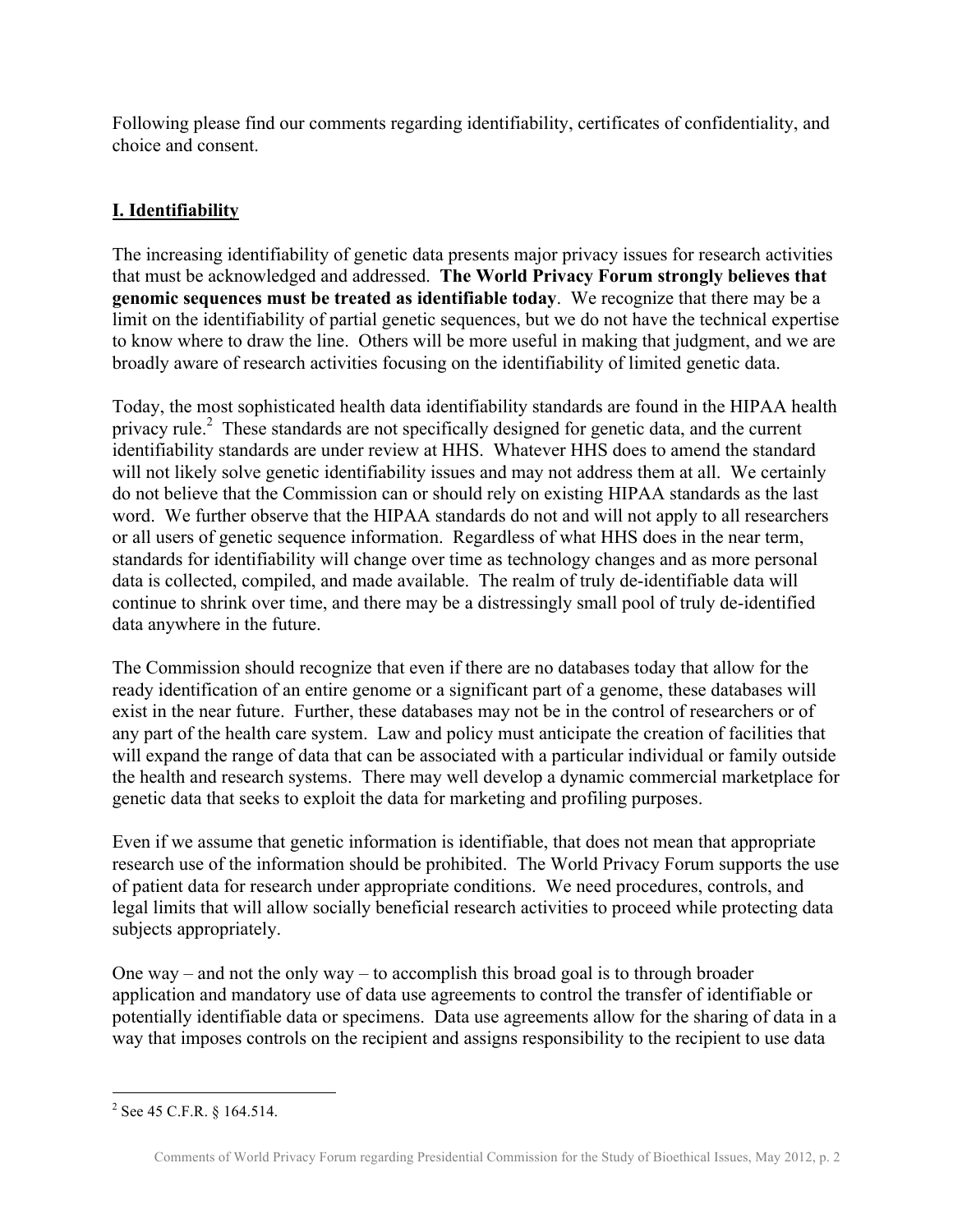Following please find our comments regarding identifiability, certificates of confidentiality, and choice and consent.

## I. Identifiability

The increasing identifiability of genetic data presents major privacy issues for research activities that must be acknowledged and addressed. **The World Privacy Forum strongly believes that genomic sequences must be treated as identifiable today**. We recognize that there may be a limit on the identifiability of partial genetic sequences, but we do not have the technical expertise to know where to draw the line. Others will be more useful in making that judgment, and we are broadly aware of research activities focusing on the identifiability of limited genetic data.

Today, the most sophisticated health data identifiability standards are found in the HIPAA health privacy rule.[2] These standards are not specifically designed for genetic data, and the current identifiability standards are under review at HHS. Whatever HHS does to amend the standard will not likely solve genetic identifiability issues and may not address them at all. We certainly do not believe that the Commission can or should rely on existing HIPAA standards as the last word. We further observe that the HIPAA standards do not and will not apply to all researchers or all users of genetic sequence information. Regardless of what HHS does in the near term, standards for identifiability will change over time as technology changes and as more personal data is collected, compiled, and made available. The realm of truly de-identifiable data will continue to shrink over time, and there may be a distressingly small pool of truly de-identified data anywhere in the future.

The Commission should recognize that even if there are no databases today that allow for the ready identification of an entire genome or a significant part of a genome, these databases will exist in the near future. Further, these databases may not be in the control of researchers or of any part of the health care system. Law and policy must anticipate the creation of facilities that will expand the range of data that can be associated with a particular individual or family outside the health and research systems. There may well develop a dynamic commercial marketplace for genetic data that seeks to exploit the data for marketing and profiling purposes.

Even if we assume that genetic information is identifiable, that does not mean that appropriate research use of the information should be prohibited. The World Privacy Forum supports the use of patient data for research under appropriate conditions. We need procedures, controls, and legal limits that will allow socially beneficial research activities to proceed while protecting data subjects appropriately.

One way – and not the only way – to accomplish this broad goal is to through broader application and mandatory use of data use agreements to control the transfer of identifiable or potentially identifiable data or specimens. Data use agreements allow for the sharing of data in a way that imposes controls on the recipient and assigns responsibility to the recipient to use data

---

[2] See 45 C.F.R. § 164.514.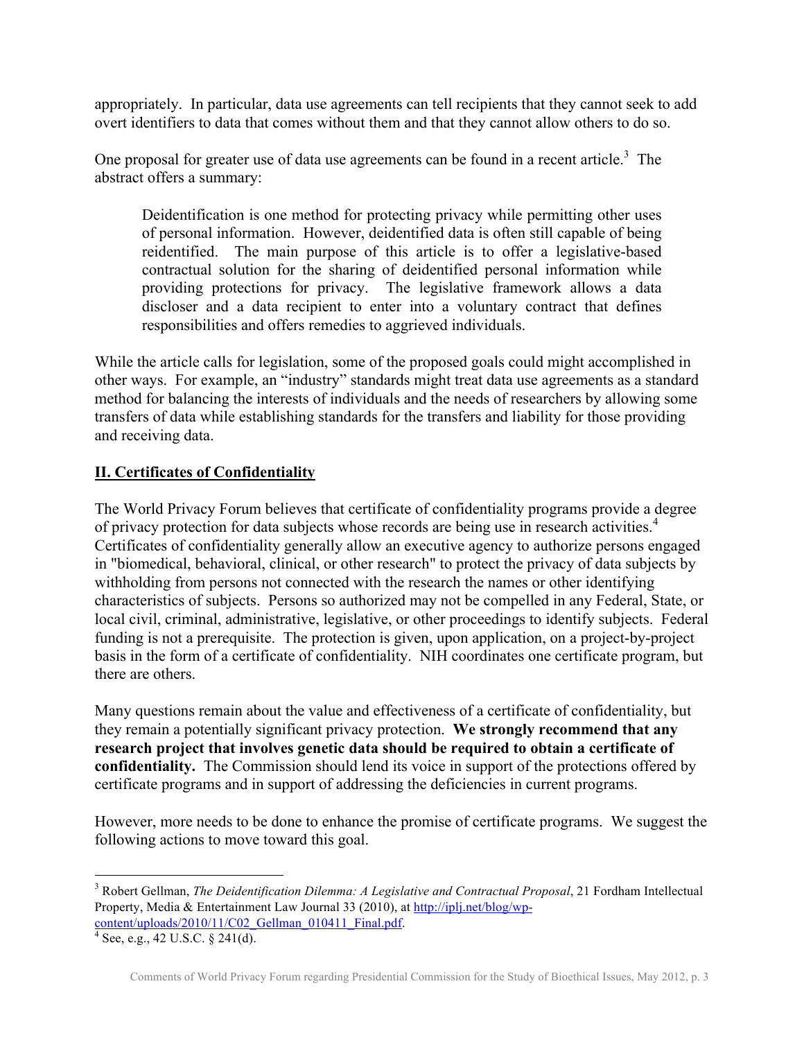appropriately. In particular, data use agreements can tell recipients that they cannot seek to add overt identifiers to data that comes without them and that they cannot allow others to do so.

One proposal for greater use of data use agreements can be found in a recent article.[3] The abstract offers a summary:

> Deidentification is one method for protecting privacy while permitting other uses of personal information. However, deidentified data is often still capable of being reidentified. The main purpose of this article is to offer a legislative-based contractual solution for the sharing of deidentified personal information while providing protections for privacy. The legislative framework allows a data discloser and a data recipient to enter into a voluntary contract that defines responsibilities and offers remedies to aggrieved individuals.

While the article calls for legislation, some of the proposed goals could might accomplished in other ways. For example, an "industry" standards might treat data use agreements as a standard method for balancing the interests of individuals and the needs of researchers by allowing some transfers of data while establishing standards for the transfers and liability for those providing and receiving data.

## II. Certificates of Confidentiality

The World Privacy Forum believes that certificate of confidentiality programs provide a degree of privacy protection for data subjects whose records are being use in research activities.[4] Certificates of confidentiality generally allow an executive agency to authorize persons engaged in "biomedical, behavioral, clinical, or other research" to protect the privacy of data subjects by withholding from persons not connected with the research the names or other identifying characteristics of subjects. Persons so authorized may not be compelled in any Federal, State, or local civil, criminal, administrative, legislative, or other proceedings to identify subjects. Federal funding is not a prerequisite. The protection is given, upon application, on a project-by-project basis in the form of a certificate of confidentiality. NIH coordinates one certificate program, but there are others.

Many questions remain about the value and effectiveness of a certificate of confidentiality, but they remain a potentially significant privacy protection. **We strongly recommend that any research project that involves genetic data should be required to obtain a certificate of confidentiality.** The Commission should lend its voice in support of the protections offered by certificate programs and in support of addressing the deficiencies in current programs.

However, more needs to be done to enhance the promise of certificate programs. We suggest the following actions to move toward this goal.

---

[3] Robert Gellman, *The Deidentification Dilemma: A Legislative and Contractual Proposal*, 21 Fordham Intellectual Property, Media & Entertainment Law Journal 33 (2010), at http://iplj.net/blog/wp-content/uploads/2010/11/C02_Gellman_010411_Final.pdf.

[4] See, e.g., 42 U.S.C. § 241(d).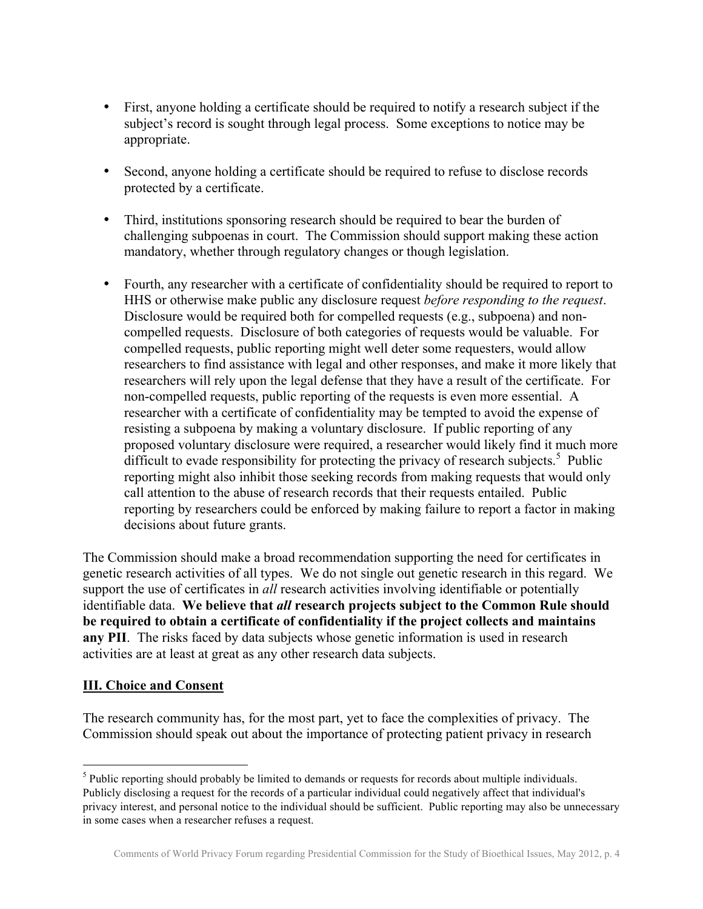- First, anyone holding a certificate should be required to notify a research subject if the subject's record is sought through legal process. Some exceptions to notice may be appropriate.

- Second, anyone holding a certificate should be required to refuse to disclose records protected by a certificate.

- Third, institutions sponsoring research should be required to bear the burden of challenging subpoenas in court. The Commission should support making these action mandatory, whether through regulatory changes or though legislation.

- Fourth, any researcher with a certificate of confidentiality should be required to report to HHS or otherwise make public any disclosure request *before responding to the request*. Disclosure would be required both for compelled requests (e.g., subpoena) and non-compelled requests. Disclosure of both categories of requests would be valuable. For compelled requests, public reporting might well deter some requesters, would allow researchers to find assistance with legal and other responses, and make it more likely that researchers will rely upon the legal defense that they have a result of the certificate. For non-compelled requests, public reporting of the requests is even more essential. A researcher with a certificate of confidentiality may be tempted to avoid the expense of resisting a subpoena by making a voluntary disclosure. If public reporting of any proposed voluntary disclosure were required, a researcher would likely find it much more difficult to evade responsibility for protecting the privacy of research subjects.[5] Public reporting might also inhibit those seeking records from making requests that would only call attention to the abuse of research records that their requests entailed. Public reporting by researchers could be enforced by making failure to report a factor in making decisions about future grants.

The Commission should make a broad recommendation supporting the need for certificates in genetic research activities of all types. We do not single out genetic research in this regard. We support the use of certificates in *all* research activities involving identifiable or potentially identifiable data. **We believe that *all* research projects subject to the Common Rule should be required to obtain a certificate of confidentiality if the project collects and maintains any PII**. The risks faced by data subjects whose genetic information is used in research activities are at least at great as any other research data subjects.

## III. Choice and Consent

The research community has, for the most part, yet to face the complexities of privacy. The Commission should speak out about the importance of protecting patient privacy in research

[5] Public reporting should probably be limited to demands or requests for records about multiple individuals. Publicly disclosing a request for the records of a particular individual could negatively affect that individual's privacy interest, and personal notice to the individual should be sufficient. Public reporting may also be unnecessary in some cases when a researcher refuses a request.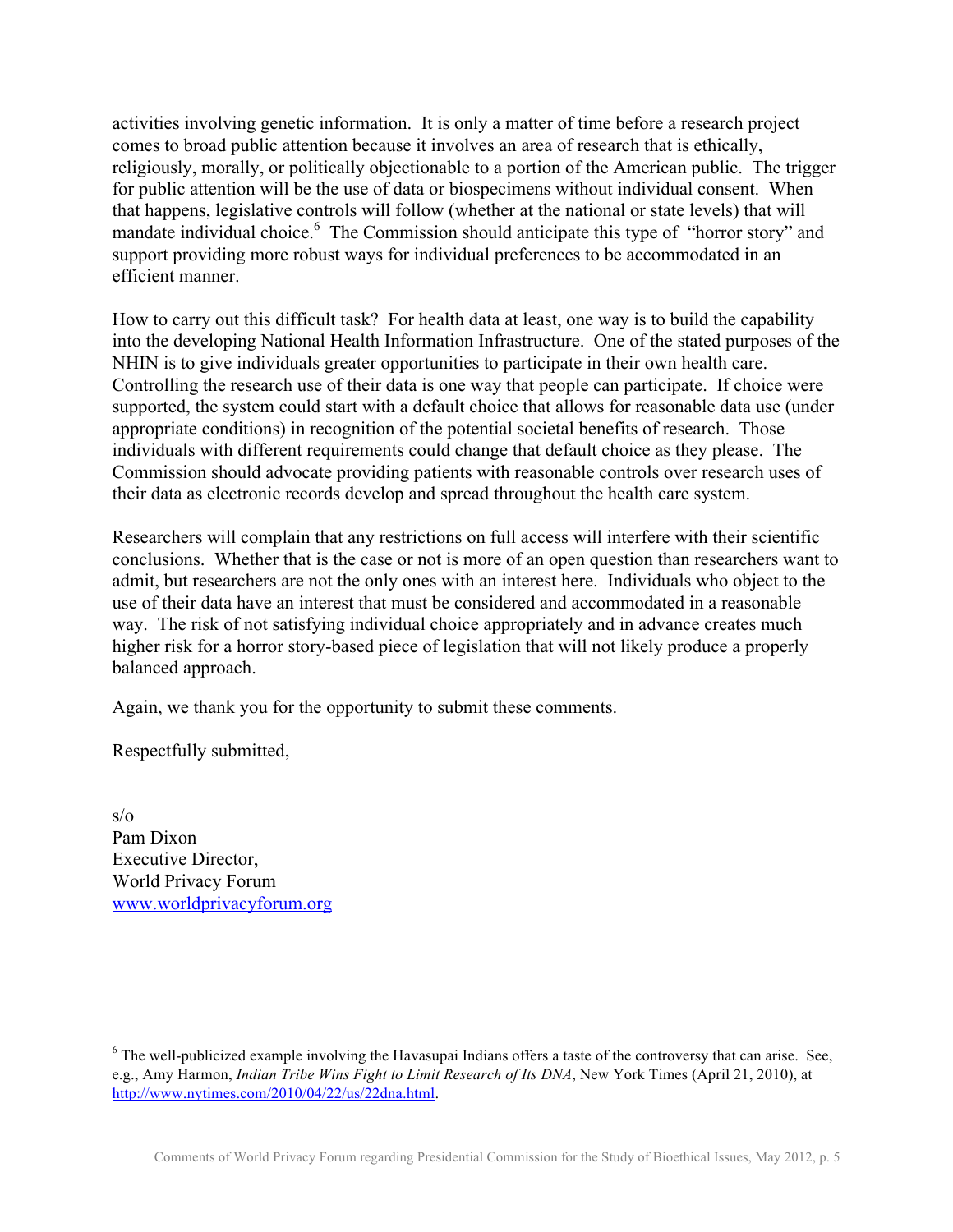activities involving genetic information. It is only a matter of time before a research project comes to broad public attention because it involves an area of research that is ethically, religiously, morally, or politically objectionable to a portion of the American public. The trigger for public attention will be the use of data or biospecimens without individual consent. When that happens, legislative controls will follow (whether at the national or state levels) that will mandate individual choice.[6] The Commission should anticipate this type of "horror story" and support providing more robust ways for individual preferences to be accommodated in an efficient manner.

How to carry out this difficult task? For health data at least, one way is to build the capability into the developing National Health Information Infrastructure. One of the stated purposes of the NHIN is to give individuals greater opportunities to participate in their own health care. Controlling the research use of their data is one way that people can participate. If choice were supported, the system could start with a default choice that allows for reasonable data use (under appropriate conditions) in recognition of the potential societal benefits of research. Those individuals with different requirements could change that default choice as they please. The Commission should advocate providing patients with reasonable controls over research uses of their data as electronic records develop and spread throughout the health care system.

Researchers will complain that any restrictions on full access will interfere with their scientific conclusions. Whether that is the case or not is more of an open question than researchers want to admit, but researchers are not the only ones with an interest here. Individuals who object to the use of their data have an interest that must be considered and accommodated in a reasonable way. The risk of not satisfying individual choice appropriately and in advance creates much higher risk for a horror story-based piece of legislation that will not likely produce a properly balanced approach.

Again, we thank you for the opportunity to submit these comments.

Respectfully submitted,

s/o
Pam Dixon
Executive Director,
World Privacy Forum
www.worldprivacyforum.org

---

[6] The well-publicized example involving the Havasupai Indians offers a taste of the controversy that can arise. See, e.g., Amy Harmon, *Indian Tribe Wins Fight to Limit Research of Its DNA*, New York Times (April 21, 2010), at http://www.nytimes.com/2010/04/22/us/22dna.html.